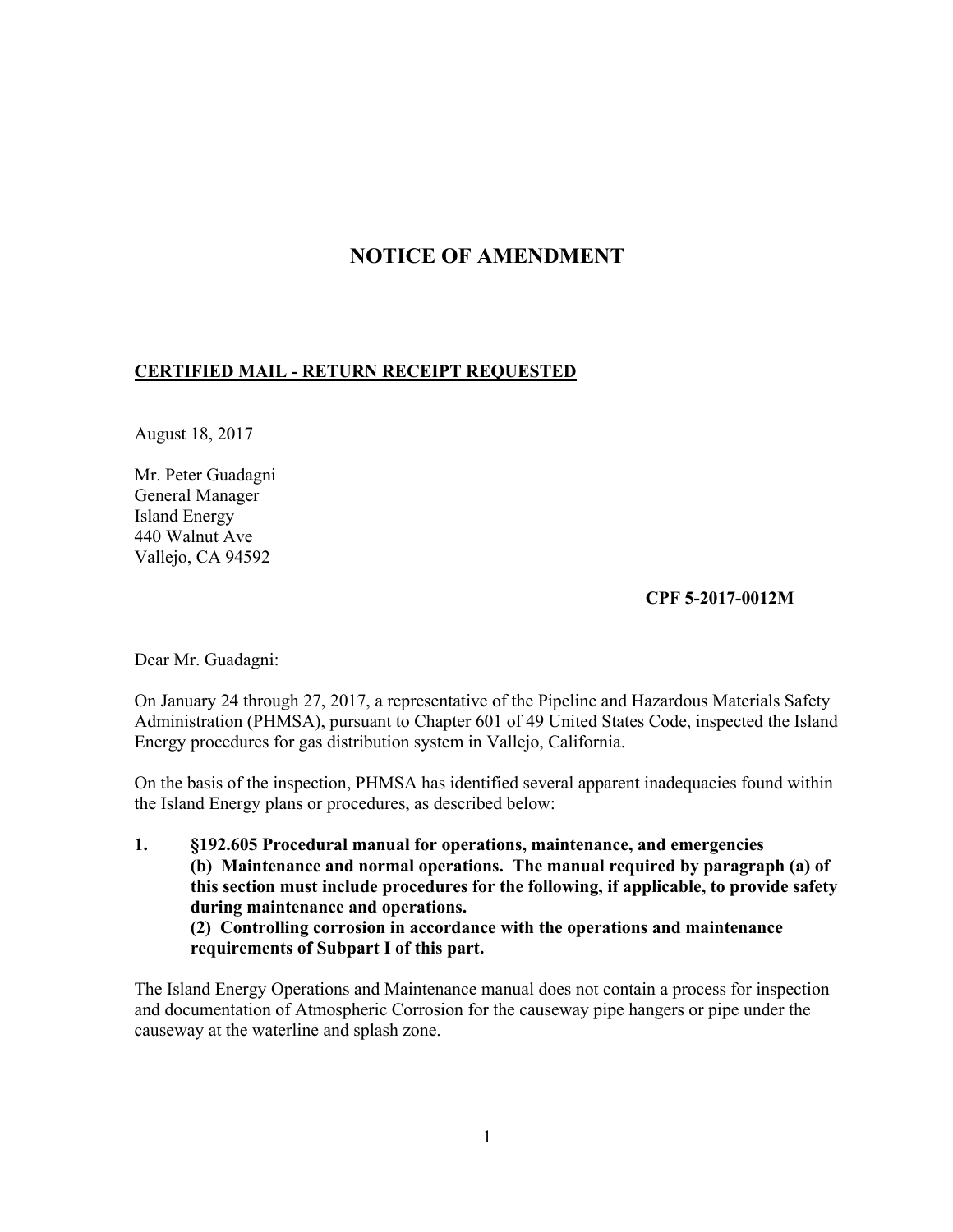# NOTICE OF AMENDMENT

**CERTIFIED MAIL - RETURN RECEIPT REQUESTED**

August 18, 2017

Mr. Peter Guadagni
General Manager
Island Energy
440 Walnut Ave
Vallejo, CA 94592

**CPF 5-2017-0012M**

Dear Mr. Guadagni:

On January 24 through 27, 2017, a representative of the Pipeline and Hazardous Materials Safety Administration (PHMSA), pursuant to Chapter 601 of 49 United States Code, inspected the Island Energy procedures for gas distribution system in Vallejo, California.

On the basis of the inspection, PHMSA has identified several apparent inadequacies found within the Island Energy plans or procedures, as described below:

1. **§192.605 Procedural manual for operations, maintenance, and emergencies**
   **(b) Maintenance and normal operations. The manual required by paragraph (a) of this section must include procedures for the following, if applicable, to provide safety during maintenance and operations.**
   **(2) Controlling corrosion in accordance with the operations and maintenance requirements of Subpart I of this part.**

The Island Energy Operations and Maintenance manual does not contain a process for inspection and documentation of Atmospheric Corrosion for the causeway pipe hangers or pipe under the causeway at the waterline and splash zone.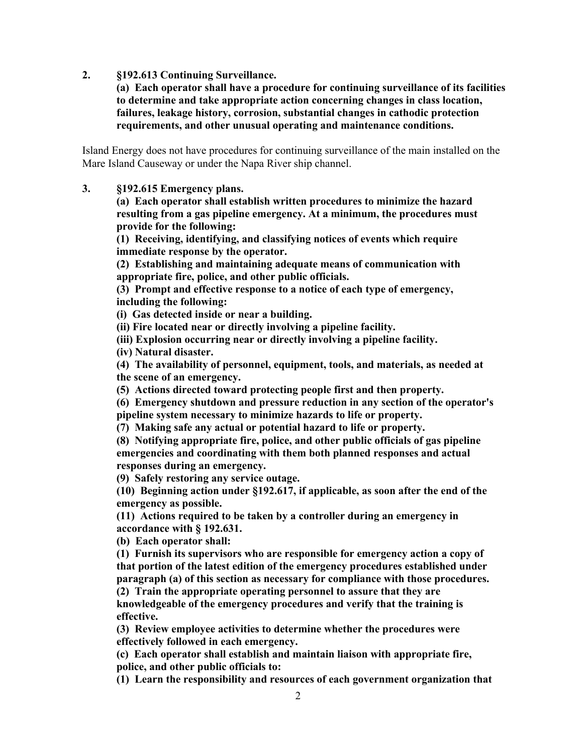**2. §192.613 Continuing Surveillance.**

**(a) Each operator shall have a procedure for continuing surveillance of its facilities to determine and take appropriate action concerning changes in class location, failures, leakage history, corrosion, substantial changes in cathodic protection requirements, and other unusual operating and maintenance conditions.**

Island Energy does not have procedures for continuing surveillance of the main installed on the Mare Island Causeway or under the Napa River ship channel.

**3. §192.615 Emergency plans.**

**(a) Each operator shall establish written procedures to minimize the hazard resulting from a gas pipeline emergency. At a minimum, the procedures must provide for the following:**

**(1) Receiving, identifying, and classifying notices of events which require immediate response by the operator.**

**(2) Establishing and maintaining adequate means of communication with appropriate fire, police, and other public officials.**

**(3) Prompt and effective response to a notice of each type of emergency, including the following:**

**(i) Gas detected inside or near a building.**

**(ii) Fire located near or directly involving a pipeline facility.**

**(iii) Explosion occurring near or directly involving a pipeline facility.**

**(iv) Natural disaster.**

**(4) The availability of personnel, equipment, tools, and materials, as needed at the scene of an emergency.**

**(5) Actions directed toward protecting people first and then property.**

**(6) Emergency shutdown and pressure reduction in any section of the operator's pipeline system necessary to minimize hazards to life or property.**

**(7) Making safe any actual or potential hazard to life or property.**

**(8) Notifying appropriate fire, police, and other public officials of gas pipeline emergencies and coordinating with them both planned responses and actual responses during an emergency.**

**(9) Safely restoring any service outage.**

**(10) Beginning action under §192.617, if applicable, as soon after the end of the emergency as possible.**

**(11) Actions required to be taken by a controller during an emergency in accordance with § 192.631.**

**(b) Each operator shall:**

**(1) Furnish its supervisors who are responsible for emergency action a copy of that portion of the latest edition of the emergency procedures established under paragraph (a) of this section as necessary for compliance with those procedures.**

**(2) Train the appropriate operating personnel to assure that they are knowledgeable of the emergency procedures and verify that the training is effective.**

**(3) Review employee activities to determine whether the procedures were effectively followed in each emergency.**

**(c) Each operator shall establish and maintain liaison with appropriate fire, police, and other public officials to:**

**(1) Learn the responsibility and resources of each government organization that**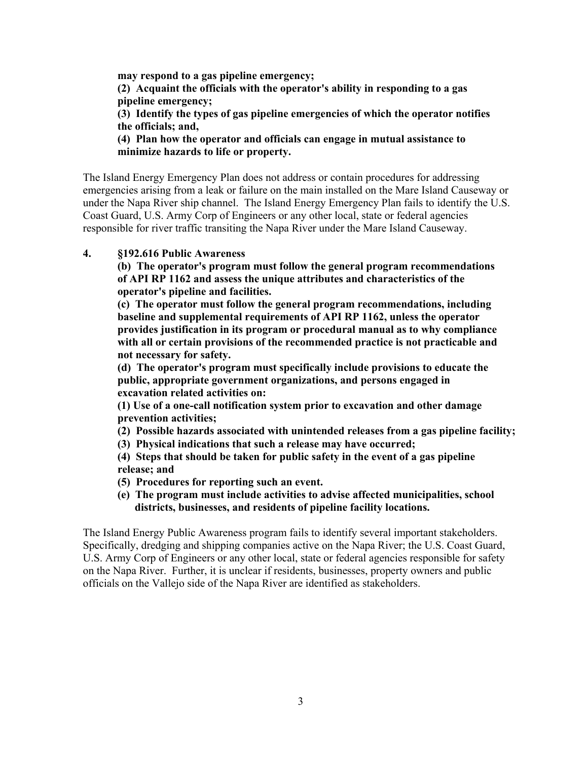**may respond to a gas pipeline emergency;**

**(2) Acquaint the officials with the operator's ability in responding to a gas pipeline emergency;**

**(3) Identify the types of gas pipeline emergencies of which the operator notifies the officials; and,**

**(4) Plan how the operator and officials can engage in mutual assistance to minimize hazards to life or property.**

The Island Energy Emergency Plan does not address or contain procedures for addressing emergencies arising from a leak or failure on the main installed on the Mare Island Causeway or under the Napa River ship channel. The Island Energy Emergency Plan fails to identify the U.S. Coast Guard, U.S. Army Corp of Engineers or any other local, state or federal agencies responsible for river traffic transiting the Napa River under the Mare Island Causeway.

**4. §192.616 Public Awareness**

**(b) The operator's program must follow the general program recommendations of API RP 1162 and assess the unique attributes and characteristics of the operator's pipeline and facilities.**

**(c) The operator must follow the general program recommendations, including baseline and supplemental requirements of API RP 1162, unless the operator provides justification in its program or procedural manual as to why compliance with all or certain provisions of the recommended practice is not practicable and not necessary for safety.**

**(d) The operator's program must specifically include provisions to educate the public, appropriate government organizations, and persons engaged in excavation related activities on:**

**(1) Use of a one-call notification system prior to excavation and other damage prevention activities;**

**(2) Possible hazards associated with unintended releases from a gas pipeline facility;**

**(3) Physical indications that such a release may have occurred;**

**(4) Steps that should be taken for public safety in the event of a gas pipeline release; and**

**(5) Procedures for reporting such an event.**

**(e) The program must include activities to advise affected municipalities, school districts, businesses, and residents of pipeline facility locations.**

The Island Energy Public Awareness program fails to identify several important stakeholders. Specifically, dredging and shipping companies active on the Napa River; the U.S. Coast Guard, U.S. Army Corp of Engineers or any other local, state or federal agencies responsible for safety on the Napa River. Further, it is unclear if residents, businesses, property owners and public officials on the Vallejo side of the Napa River are identified as stakeholders.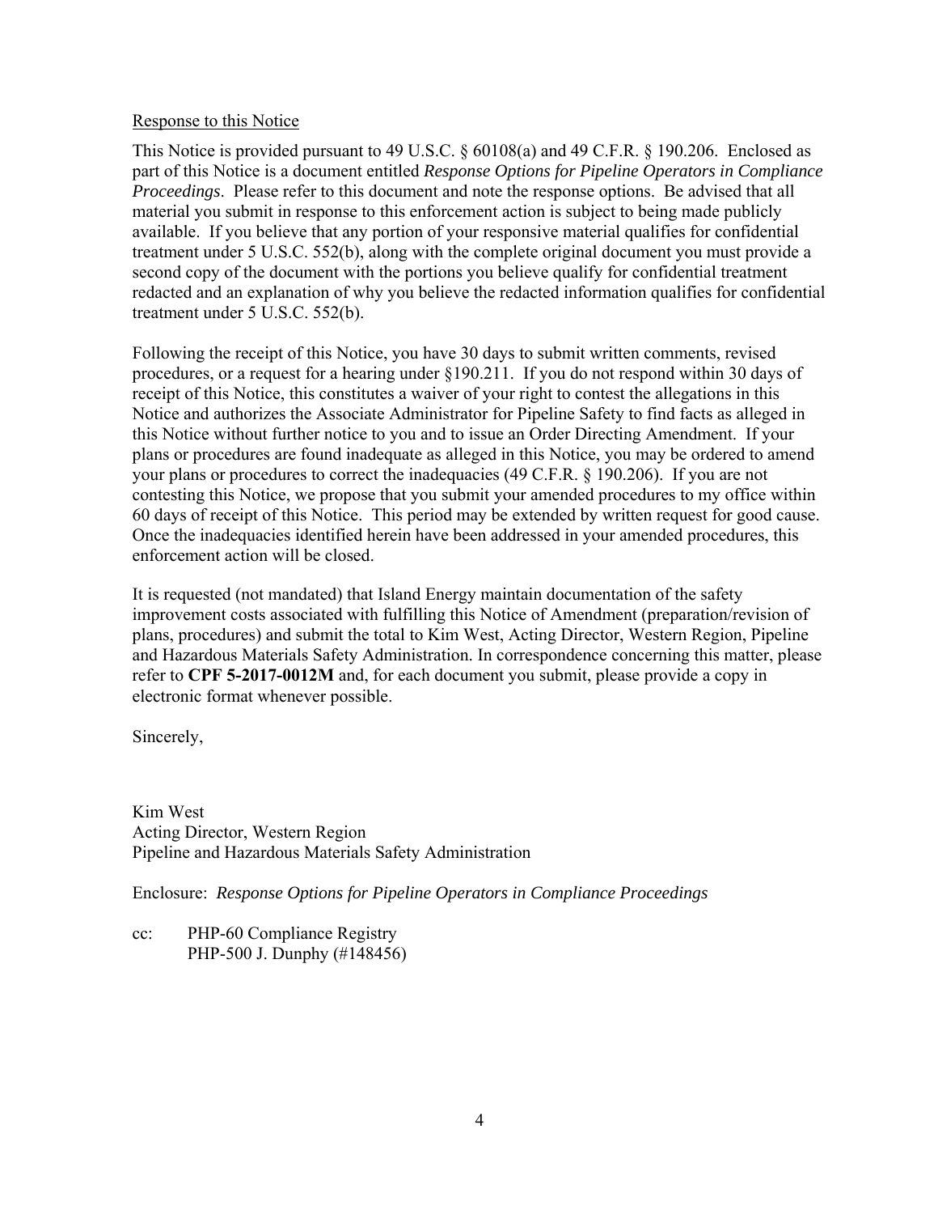Response to this Notice

This Notice is provided pursuant to 49 U.S.C. § 60108(a) and 49 C.F.R. § 190.206. Enclosed as part of this Notice is a document entitled *Response Options for Pipeline Operators in Compliance Proceedings*. Please refer to this document and note the response options. Be advised that all material you submit in response to this enforcement action is subject to being made publicly available. If you believe that any portion of your responsive material qualifies for confidential treatment under 5 U.S.C. 552(b), along with the complete original document you must provide a second copy of the document with the portions you believe qualify for confidential treatment redacted and an explanation of why you believe the redacted information qualifies for confidential treatment under 5 U.S.C. 552(b).

Following the receipt of this Notice, you have 30 days to submit written comments, revised procedures, or a request for a hearing under §190.211. If you do not respond within 30 days of receipt of this Notice, this constitutes a waiver of your right to contest the allegations in this Notice and authorizes the Associate Administrator for Pipeline Safety to find facts as alleged in this Notice without further notice to you and to issue an Order Directing Amendment. If your plans or procedures are found inadequate as alleged in this Notice, you may be ordered to amend your plans or procedures to correct the inadequacies (49 C.F.R. § 190.206). If you are not contesting this Notice, we propose that you submit your amended procedures to my office within 60 days of receipt of this Notice. This period may be extended by written request for good cause. Once the inadequacies identified herein have been addressed in your amended procedures, this enforcement action will be closed.

It is requested (not mandated) that Island Energy maintain documentation of the safety improvement costs associated with fulfilling this Notice of Amendment (preparation/revision of plans, procedures) and submit the total to Kim West, Acting Director, Western Region, Pipeline and Hazardous Materials Safety Administration. In correspondence concerning this matter, please refer to **CPF 5-2017-0012M** and, for each document you submit, please provide a copy in electronic format whenever possible.

Sincerely,

Kim West  
Acting Director, Western Region  
Pipeline and Hazardous Materials Safety Administration

Enclosure: *Response Options for Pipeline Operators in Compliance Proceedings*

cc: PHP-60 Compliance Registry  
PHP-500 J. Dunphy (#148456)